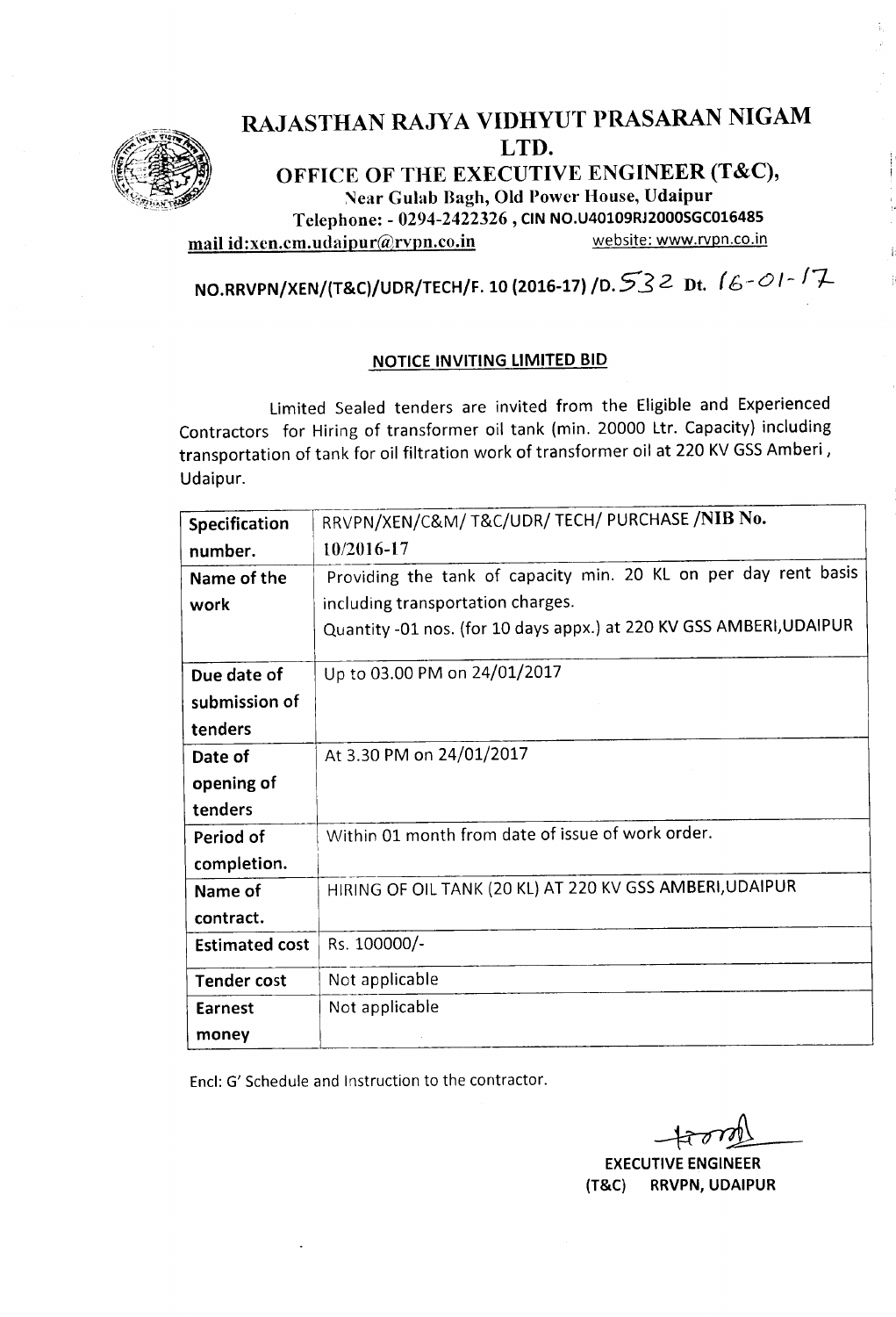# RAJASTHAN RAJYA VIDHYUT PRASARAN NIGAM LTD.

## OFFICE OF THE EXECUTIVE ENGINEER (T&C),

Near Gulab Bagh, Old Power House, Udaipur

Telephone: - 0294-2422326 , CIN NO.U40109RJ2000SGC016485

mail id:xen.cm.udaipur@rvpn.co.in website: www.rvpn.co.in

**NO.RRVPN/XEN/(T&C)/UDR/TECH/F. 10 (2016-17) /D. 532 Dt. 16-01-17**

### NOTICE INVITING LIMITED BID

Limited Sealed tenders are invited from the Eligible and Experienced Contractors for Hiring of transformer oil tank (min. 20000 Ltr. Capacity) including transportation of tank for oil filtration work of transformer oil at 220 KV GSS Amberi, Udaipur.

| | |
|---|---|
| **Specification number.** | RRVPN/XEN/C&M/ T&C/UDR/ TECH/ PURCHASE /**NIB No. 10/2016-17** |
| **Name of the work** | Providing the tank of capacity min. 20 KL on per day rent basis including transportation charges.<br>Quantity -01 nos. (for 10 days appx.) at 220 KV GSS AMBERI,UDAIPUR |
| **Due date of submission of tenders** | Up to 03.00 PM on 24/01/2017 |
| **Date of opening of tenders** | At 3.30 PM on 24/01/2017 |
| **Period of completion.** | Within 01 month from date of issue of work order. |
| **Name of contract.** | HIRING OF OIL TANK (20 KL) AT 220 KV GSS AMBERI,UDAIPUR |
| **Estimated cost** | Rs. 100000/- |
| **Tender cost** | Not applicable |
| **Earnest money** | Not applicable |

Encl: G' Schedule and Instruction to the contractor.

**EXECUTIVE ENGINEER**
**(T&C) RRVPN, UDAIPUR**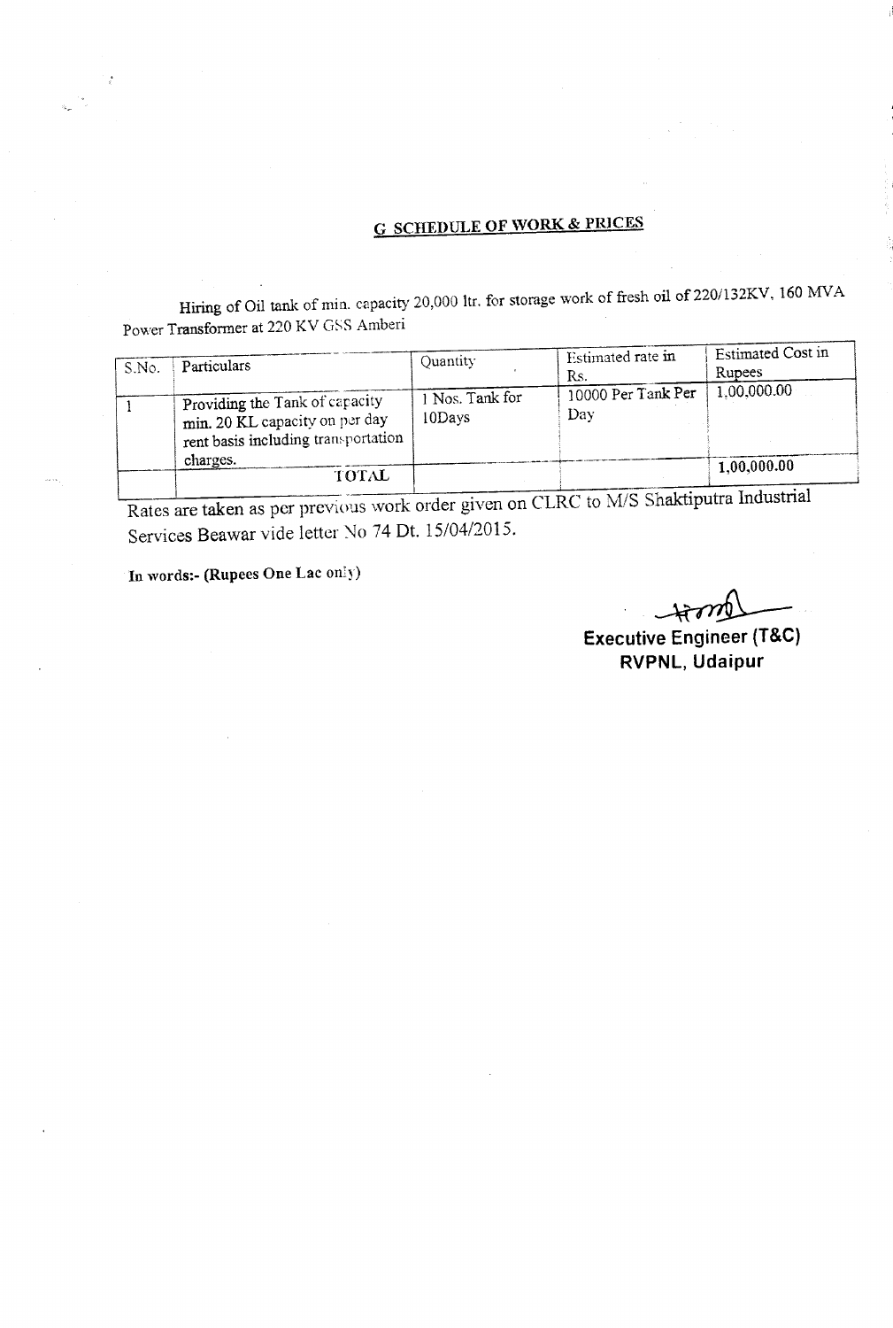## G SCHEDULE OF WORK & PRICES

Hiring of Oil tank of min. capacity 20,000 ltr. for storage work of fresh oil of 220/132KV, 160 MVA Power Transformer at 220 KV GSS Amberi

| S.No. | Particulars | Quantity | Estimated rate in Rs. | Estimated Cost in Rupees |
|---|---|---|---|---|
| 1 | Providing the Tank of capacity min. 20 KL capacity on per day rent basis including transportation charges. | 1 Nos. Tank for 10Days | 10000 Per Tank Per Day | 1,00,000.00 |
| | TOTAL | | | **1,00,000.00** |

Rates are taken as per previous work order given on CLRC to M/S Shaktiputra Industrial Services Beawar vide letter No 74 Dt. 15/04/2015.

**In words:- (Rupees One Lac only)**

**Executive Engineer (T&C)**
**RVPNL, Udaipur**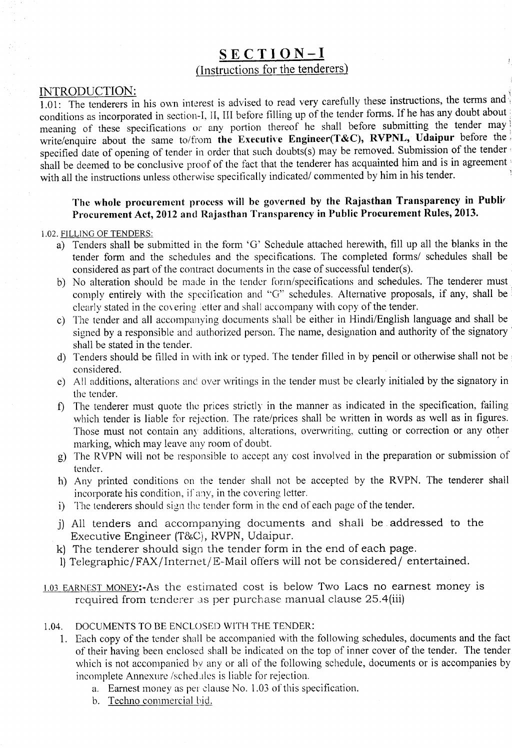# SECTION-I

## (Instructions for the tenderers)

## INTRODUCTION:

1.01: The tenderers in his own interest is advised to read very carefully these instructions, the terms and conditions as incorporated in section-I, II, III before filling up of the tender forms. If he has any doubt about meaning of these specifications or any portion thereof he shall before submitting the tender may write/enquire about the same to/from **the Executive Engineer(T&C), RVPNL, Udaipur** before the specified date of opening of tender in order that such doubts(s) may be removed. Submission of the tender shall be deemed to be conclusive proof of the fact that the tenderer has acquainted him and is in agreement with all the instructions unless otherwise specifically indicated/ commented by him in his tender.

**The whole procurement process will be governed by the Rajasthan Transparency in Public Procurement Act, 2012 and Rajasthan Transparency in Public Procurement Rules, 2013.**

1.02. FILLING OF TENDERS:

a) Tenders shall be submitted in the form 'G' Schedule attached herewith, fill up all the blanks in the tender form and the schedules and the specifications. The completed forms/ schedules shall be considered as part of the contract documents in the case of successful tender(s).
b) No alteration should be made in the tender form/specifications and schedules. The tenderer must comply entirely with the specification and "G" schedules. Alternative proposals, if any, shall be clearly stated in the covering letter and shall accompany with copy of the tender.
c) The tender and all accompanying documents shall be either in Hindi/English language and shall be signed by a responsible and authorized person. The name, designation and authority of the signatory shall be stated in the tender.
d) Tenders should be filled in with ink or typed. The tender filled in by pencil or otherwise shall not be considered.
e) All additions, alterations and over writings in the tender must be clearly initialed by the signatory in the tender.
f) The tenderer must quote the prices strictly in the manner as indicated in the specification, failing which tender is liable for rejection. The rate/prices shall be written in words as well as in figures. Those must not contain any additions, alterations, overwriting, cutting or correction or any other marking, which may leave any room of doubt.
g) The RVPN will not be responsible to accept any cost involved in the preparation or submission of tender.
h) Any printed conditions on the tender shall not be accepted by the RVPN. The tenderer shall incorporate his condition, if any, in the covering letter.
i) The tenderers should sign the tender form in the end of each page of the tender.
j) All tenders and accompanying documents and shall be addressed to the Executive Engineer (T&C), RVPN, Udaipur.
k) The tenderer should sign the tender form in the end of each page.
l) Telegraphic/FAX/Internet/E-Mail offers will not be considered/ entertained.

1.03 EARNEST MONEY:-As the estimated cost is below Two Lacs no earnest money is required from tenderer as per purchase manual clause 25.4(iii)

1.04. DOCUMENTS TO BE ENCLOSED WITH THE TENDER:

1. Each copy of the tender shall be accompanied with the following schedules, documents and the fact of their having been enclosed shall be indicated on the top of inner cover of the tender. The tender which is not accompanied by any or all of the following schedule, documents or is accompanies by incomplete Annexure /schedules is liable for rejection.
   a. Earnest money as per clause No. 1.03 of this specification.
   b. Techno commercial bid.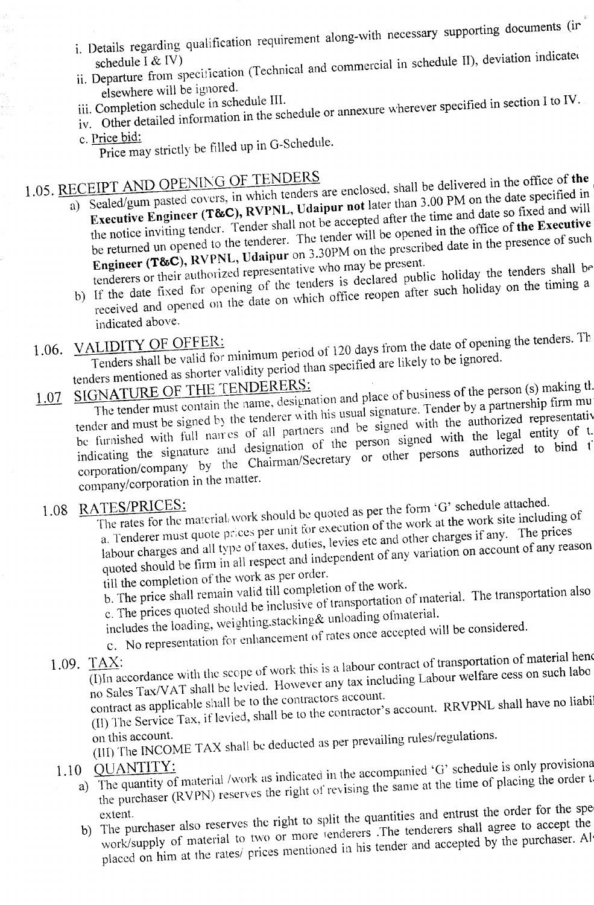i. Details regarding qualification requirement along-with necessary supporting documents (ir schedule I & IV)

ii. Departure from specification (Technical and commercial in schedule II), deviation indicate elsewhere will be ignored.

iii. Completion schedule in schedule III.

iv. Other detailed information in the schedule or annexure wherever specified in section I to IV.

c. Price bid:

Price may strictly be filled up in G-Schedule.

## 1.05. RECEIPT AND OPENING OF TENDERS

a) Sealed/gum pasted covers, in which tenders are enclosed, shall be delivered in the office of **the Executive Engineer (T&C), RVPNL, Udaipur not** later than 3.00 PM on the date specified in the notice inviting tender. Tender shall not be accepted after the time and date so fixed and will be returned un opened to the tenderer. The tender will be opened in the office of **the Executive Engineer (T&C), RVPNL, Udaipur** on 3.30PM on the prescribed date in the presence of such tenderers or their authorized representative who may be present.

b) If the date fixed for opening of the tenders is declared public holiday the tenders shall be received and opened on the date on which office reopen after such holiday on the timing a indicated above.

## 1.06. VALIDITY OF OFFER:

Tenders shall be valid for minimum period of 120 days from the date of opening the tenders. Th tenders mentioned as shorter validity period than specified are likely to be ignored.

## 1.07 SIGNATURE OF THE TENDERERS:

The tender must contain the name, designation and place of business of the person (s) making th tender and must be signed by the tenderer with his usual signature. Tender by a partnership firm mu be furnished with full names of all partners and be signed with the authorized representativ indicating the signature and designation of the person signed with the legal entity of t corporation/company by the Chairman/Secretary or other persons authorized to bind t company/corporation in the matter.

## 1.08 RATES/PRICES:

The rates for the material/work should be quoted as per the form 'G' schedule attached.

a. Tenderer must quote prices per unit for execution of the work at the work site including of labour charges and all type of taxes, duties, levies etc and other charges if any. The prices quoted should be firm in all respect and independent of any variation on account of any reason till the completion of the work as per order.

b. The price shall remain valid till completion of the work.

c. The prices quoted should be inclusive of transportation of material. The transportation also includes the loading, weighting,stacking& unloading ofmaterial.

c. No representation for enhancement of rates once accepted will be considered.

## 1.09. TAX:

(I)In accordance with the scope of work this is a labour contract of transportation of material henc no Sales Tax/VAT shall be levied. However any tax including Labour welfare cess on such labo contract as applicable shall be to the contractors account.

(II) The Service Tax, if levied, shall be to the contractor's account. RRVPNL shall have no liabi on this account.

(III) The INCOME TAX shall be deducted as per prevailing rules/regulations.

## 1.10 QUANTITY:

a) The quantity of material /work as indicated in the accompanied 'G' schedule is only provisiona the purchaser (RVPN) reserves the right of revising the same at the time of placing the order t extent.

b) The purchaser also reserves the right to split the quantities and entrust the order for the spe work/supply of material to two or more tenderers .The tenderers shall agree to accept the placed on him at the rates/ prices mentioned in his tender and accepted by the purchaser. Al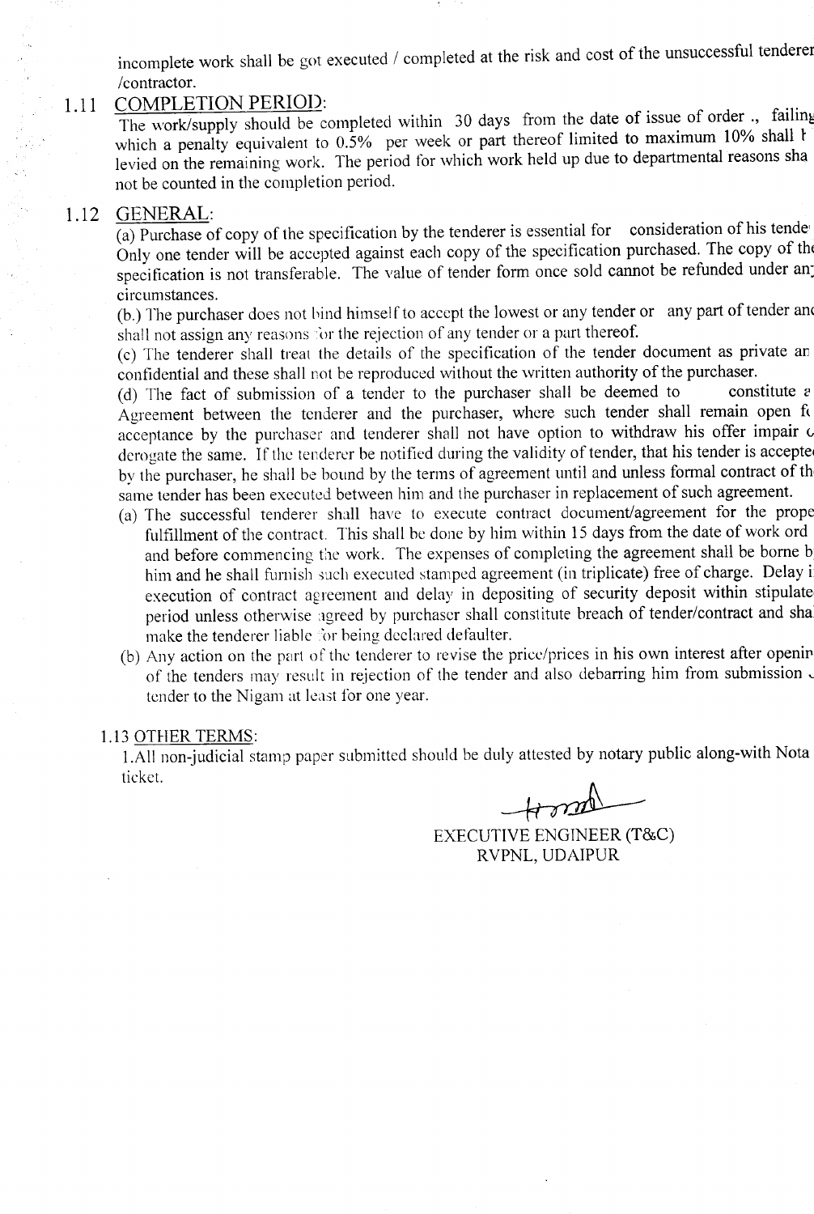incomplete work shall be got executed / completed at the risk and cost of the unsuccessful tenderer /contractor.

## 1.11 COMPLETION PERIOD:

The work/supply should be completed within 30 days from the date of issue of order ., failing which a penalty equivalent to 0.5% per week or part thereof limited to maximum 10% shall b levied on the remaining work. The period for which work held up due to departmental reasons sha not be counted in the completion period.

## 1.12 GENERAL:

(a) Purchase of copy of the specification by the tenderer is essential for consideration of his tende Only one tender will be accepted against each copy of the specification purchased. The copy of the specification is not transferable. The value of tender form once sold cannot be refunded under an circumstances.

(b.) The purchaser does not bind himself to accept the lowest or any tender or any part of tender and shall not assign any reasons for the rejection of any tender or a part thereof.

(c) The tenderer shall treat the details of the specification of the tender document as private an confidential and these shall not be reproduced without the written authority of the purchaser.

(d) The fact of submission of a tender to the purchaser shall be deemed to constitute a Agreement between the tenderer and the purchaser, where such tender shall remain open fo acceptance by the purchaser and tenderer shall not have option to withdraw his offer impair o derogate the same. If the tenderer be notified during the validity of tender, that his tender is accepte by the purchaser, he shall be bound by the terms of agreement until and unless formal contract of th same tender has been executed between him and the purchaser in replacement of such agreement.

(a) The successful tenderer shall have to execute contract document/agreement for the prope fulfillment of the contract. This shall be done by him within 15 days from the date of work ord and before commencing the work. The expenses of completing the agreement shall be borne b him and he shall furnish such executed stamped agreement (in triplicate) free of charge. Delay i execution of contract agreement and delay in depositing of security deposit within stipulate period unless otherwise agreed by purchaser shall constitute breach of tender/contract and sha make the tenderer liable for being declared defaulter.

(b) Any action on the part of the tenderer to revise the price/prices in his own interest after openin of the tenders may result in rejection of the tender and also debarring him from submission o tender to the Nigam at least for one year.

### 1.13 OTHER TERMS:

1.All non-judicial stamp paper submitted should be duly attested by notary public along-with Nota ticket.

EXECUTIVE ENGINEER (T&C)
RVPNL, UDAIPUR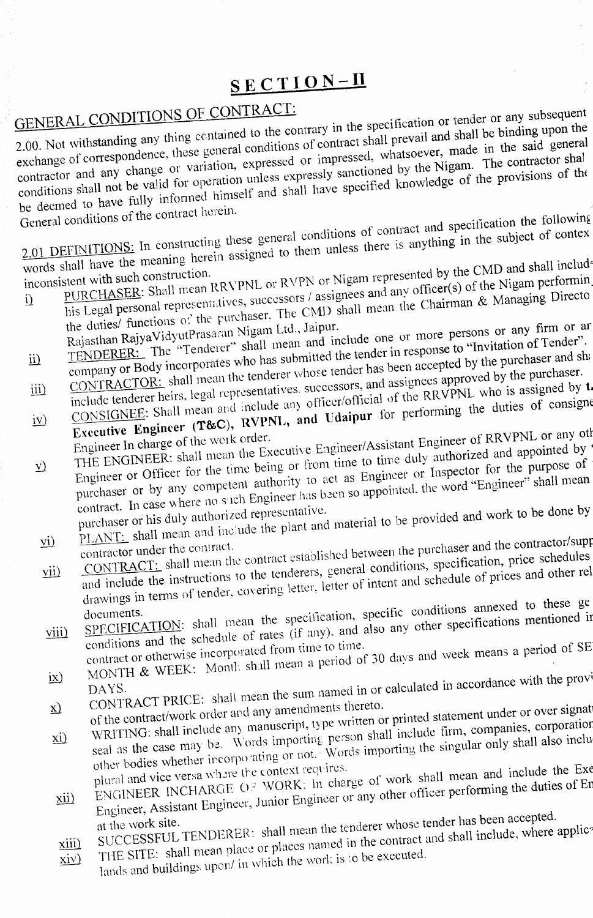# SECTION – II

## GENERAL CONDITIONS OF CONTRACT:

2.00. Not withstanding any thing contained to the contrary in the specification or tender or any subsequent exchange of correspondence, these general conditions of contract shall prevail and shall be binding upon the contractor and any change or variation, expressed or impressed, whatsoever, made in the said general conditions shall not be valid for operation unless expressly sanctioned by the Nigam. The contractor shal be deemed to have fully informed himself and shall have specified knowledge of the provisions of the General conditions of the contract herein.

2.01 DEFINITIONS: In constructing these general conditions of contract and specification the following words shall have the meaning herein assigned to them unless there is anything in the subject of contex inconsistent with such construction.

i) PURCHASER: Shall mean RRVPNL or RVPN or Nigam represented by the CMD and shall include his Legal personal representatives, successors / assignees and any officer(s) of the Nigam performin the duties/ functions of the purchaser. The CMD shall mean the Chairman & Managing Directo Rajasthan RajyaVidyutPrasaran Nigam Ltd., Jaipur.

ii) TENDERER: The "Tenderer" shall mean and include one or more persons or any firm or ar company or Body incorporates who has submitted the tender in response to "Invitation of Tender".

iii) CONTRACTOR: shall mean the tenderer whose tender has been accepted by the purchaser and sha include tenderer heirs, legal representatives, successors, and assignees approved by the purchaser.

iv) CONSIGNEE: Shall mean and include any officer/official of the RRVPNL who is assigned by t **Executive Engineer (T&C), RVPNL, and Udaipur** for performing the duties of consigne Engineer In charge of the work order.

v) THE ENGINEER: shall mean the Executive Engineer/Assistant Engineer of RRVPNL or any oth Engineer or Officer for the time being or from time to time duly authorized and appointed by purchaser or by any competent authority to act as Engineer or Inspector for the purpose of contract. In case where no such Engineer has been so appointed, the word "Engineer" shall mean purchaser or his duly authorized representative.

vi) PLANT: shall mean and include the plant and material to be provided and work to be done by contractor under the contract.

vii) CONTRACT: shall mean the contract established between the purchaser and the contractor/supp and include the instructions to the tenderers, general conditions, specification, price schedules drawings in terms of tender, covering letter, letter of intent and schedule of prices and other rel documents.

viii) SPECIFICATION: shall mean the specification, specific conditions annexed to these ge conditions and the schedule of rates (if any), and also any other specifications mentioned ir contract or otherwise incorporated from time to time.

ix) MONTH & WEEK: Month shall mean a period of 30 days and week means a period of SE DAYS.

x) CONTRACT PRICE: shall mean the sum named in or calculated in accordance with the provi of the contract/work order and any amendments thereto.

xi) WRITING: shall include any manuscript, type written or printed statement under or over signat seal as the case may be. Words importing person shall include firm, companies, corporation other bodies whether incorporating or not. Words importing the singular only shall also inclu plural and vice versa where the context requires.

xii) ENGINEER INCHARGE OF WORK: In charge of work shall mean and include the Exe Engineer, Assistant Engineer, Junior Engineer or any other officer performing the duties of En at the work site.

xiii) SUCCESSFUL TENDERER: shall mean the tenderer whose tender has been accepted.

xiv) THE SITE: shall mean place or places named in the contract and shall include, where applic lands and buildings upon/ in which the work is to be executed.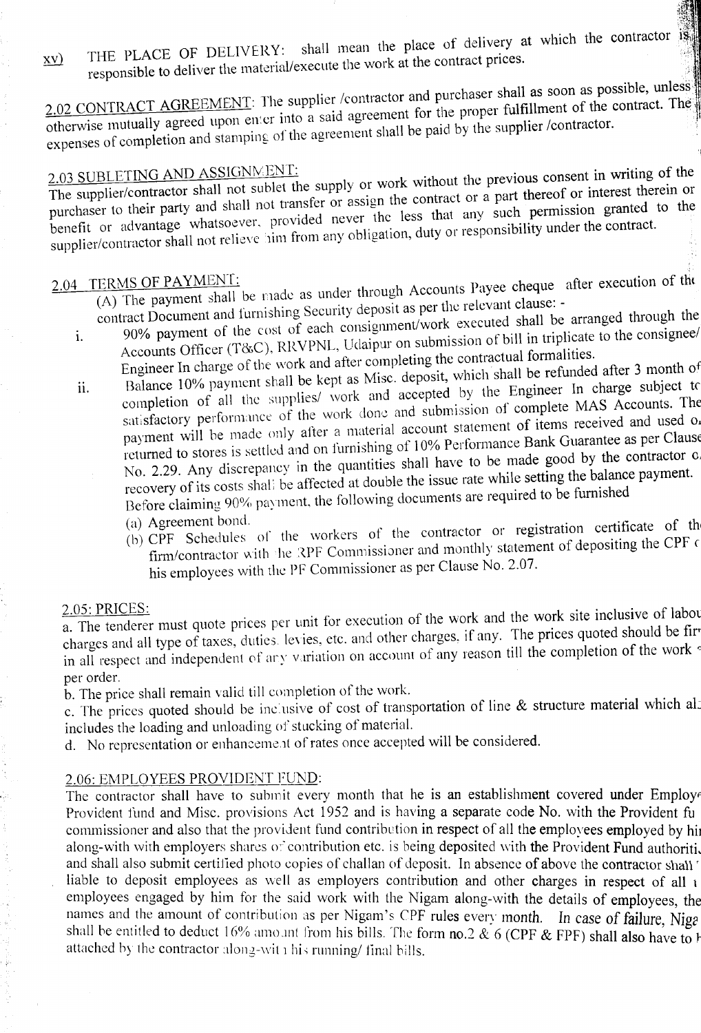xv) THE PLACE OF DELIVERY: shall mean the place of delivery at which the contractor is responsible to deliver the material/execute the work at the contract prices.

2.02 CONTRACT AGREEMENT: The supplier /contractor and purchaser shall as soon as possible, unless otherwise mutually agreed upon enter into a said agreement for the proper fulfillment of the contract. The expenses of completion and stamping of the agreement shall be paid by the supplier /contractor.

2.03 SUBLETING AND ASSIGNMENT:
The supplier/contractor shall not sublet the supply or work without the previous consent in writing of the purchaser to their party and shall not transfer or assign the contract or a part thereof or interest therein or benefit or advantage whatsoever, provided never the less that any such permission granted to the supplier/contractor shall not relieve him from any obligation, duty or responsibility under the contract.

2.04 TERMS OF PAYMENT:
(A) The payment shall be made as under through Accounts Payee cheque after execution of the contract Document and furnishing Security deposit as per the relevant clause: -

i. 90% payment of the cost of each consignment/work executed shall be arranged through the Accounts Officer (T&C), RRVPNL, Udaipur on submission of bill in triplicate to the consignee/ Engineer In charge of the work and after completing the contractual formalities.

ii. Balance 10% payment shall be kept as Misc. deposit, which shall be refunded after 3 month of completion of all the supplies/ work and accepted by the Engineer In charge subject to satisfactory performance of the work done and submission of complete MAS Accounts. The payment will be made only after a material account statement of items received and used or returned to stores is settled and on furnishing of 10% Performance Bank Guarantee as per Clause No. 2.29. Any discrepancy in the quantities shall have to be made good by the contractor or recovery of its costs shall be affected at double the issue rate while setting the balance payment. Before claiming 90% payment, the following documents are required to be furnished

(a) Agreement bond.
(b) CPF Schedules of the workers of the contractor or registration certificate of the firm/contractor with the RPF Commissioner and monthly statement of depositing the CPF of his employees with the PF Commissioner as per Clause No. 2.07.

2.05: PRICES:
a. The tenderer must quote prices per unit for execution of the work and the work site inclusive of labour charges and all type of taxes, duties, levies, etc. and other charges, if any. The prices quoted should be firm in all respect and independent of any variation on account of any reason till the completion of the work as per order.
b. The price shall remain valid till completion of the work.
c. The prices quoted should be inclusive of cost of transportation of line & structure material which also includes the loading and unloading of stucking of material.
d. No representation or enhancement of rates once accepted will be considered.

2.06: EMPLOYEES PROVIDENT FUND:
The contractor shall have to submit every month that he is an establishment covered under Employees Provident fund and Misc. provisions Act 1952 and is having a separate code No. with the Provident fund commissioner and also that the provident fund contribution in respect of all the employees employed by him along-with with employers shares of contribution etc. is being deposited with the Provident Fund authorities and shall also submit certified photo copies of challan of deposit. In absence of above the contractor shall be liable to deposit employees as well as employers contribution and other charges in respect of all the employees engaged by him for the said work with the Nigam along-with the details of employees, their names and the amount of contribution as per Nigam's CPF rules every month. In case of failure, Nigam shall be entitled to deduct 16% amount from his bills. The form no.2 & 6 (CPF & FPF) shall also have to be attached by the contractor along-with his running/ final bills.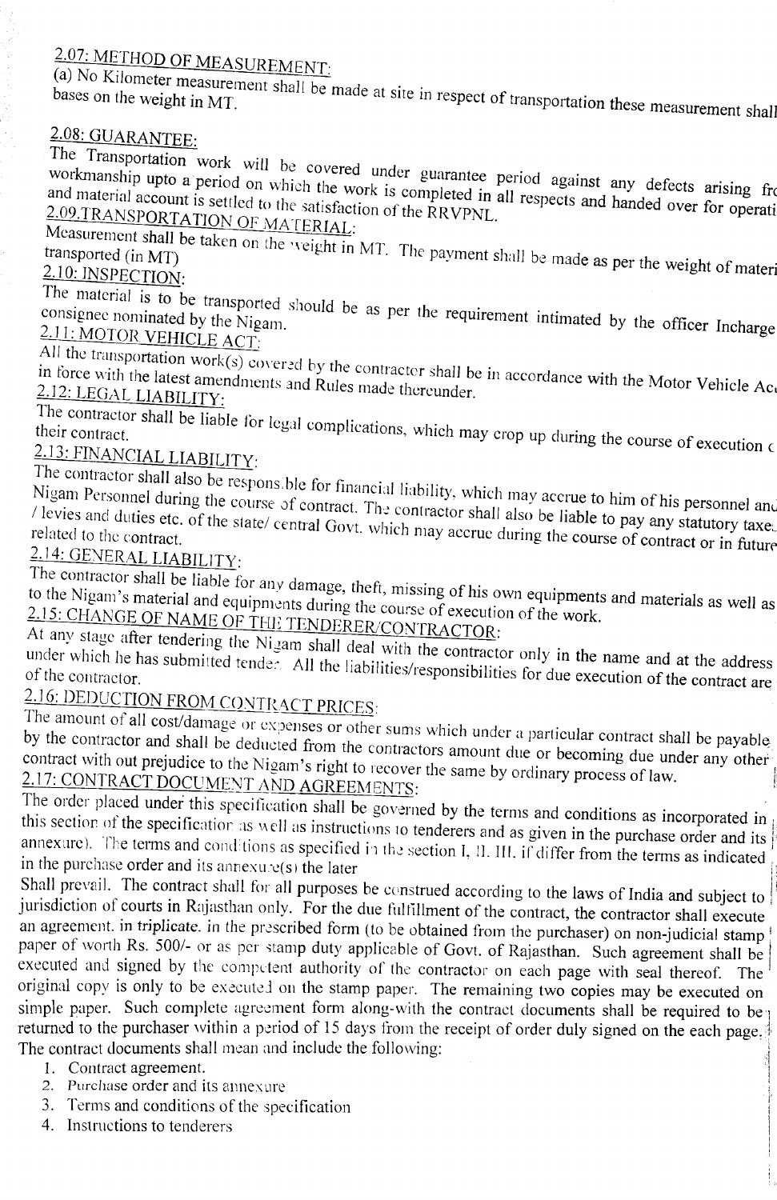## 2.07: METHOD OF MEASUREMENT:

(a) No Kilometer measurement shall be made at site in respect of transportation these measurement shall bases on the weight in MT.

## 2.08: GUARANTEE:

The Transportation work will be covered under guarantee period against any defects arising fr workmanship upto a period on which the work is completed in all respects and handed over for operati and material account is settled to the satisfaction of the RRVPNL.

## 2.09.TRANSPORTATION OF MATERIAL:

Measurement shall be taken on the weight in MT. The payment shall be made as per the weight of materi transported (in MT)

## 2.10: INSPECTION:

The material is to be transported should be as per the requirement intimated by the officer Incharge consignee nominated by the Nigam.

## 2.11: MOTOR VEHICLE ACT:

All the transportation work(s) covered by the contractor shall be in accordance with the Motor Vehicle Ac in force with the latest amendments and Rules made thereunder.

## 2.12: LEGAL LIABILITY:

The contractor shall be liable for legal complications, which may crop up during the course of execution c their contract.

## 2.13: FINANCIAL LIABILITY:

The contractor shall also be responsible for financial liability, which may accrue to him of his personnel and Nigam Personnel during the course of contract. The contractor shall also be liable to pay any statutory taxe / levies and duties etc. of the state/ central Govt. which may accrue during the course of contract or in future related to the contract.

## 2.14: GENERAL LIABILITY:

The contractor shall be liable for any damage, theft, missing of his own equipments and materials as well as to the Nigam's material and equipments during the course of execution of the work.

## 2.15: CHANGE OF NAME OF THE TENDERER/CONTRACTOR:

At any stage after tendering the Nigam shall deal with the contractor only in the name and at the address under which he has submitted tender. All the liabilities/responsibilities for due execution of the contract are of the contractor.

## 2.16: DEDUCTION FROM CONTRACT PRICES:

The amount of all cost/damage or expenses or other sums which under a particular contract shall be payable by the contractor and shall be deducted from the contractors amount due or becoming due under any other contract with out prejudice to the Nigam's right to recover the same by ordinary process of law.

## 2.17: CONTRACT DOCUMENT AND AGREEMENTS:

The order placed under this specification shall be governed by the terms and conditions as incorporated in this section of the specification as well as instructions to tenderers and as given in the purchase order and its annexure). The terms and conditions as specified in the section I, II, III, if differ from the terms as indicated in the purchase order and its annexure(s) the later

Shall prevail. The contract shall for all purposes be construed according to the laws of India and subject to jurisdiction of courts in Rajasthan only. For the due fulfillment of the contract, the contractor shall execute an agreement, in triplicate, in the prescribed form (to be obtained from the purchaser) on non-judicial stamp paper of worth Rs. 500/- or as per stamp duty applicable of Govt. of Rajasthan. Such agreement shall be executed and signed by the competent authority of the contractor on each page with seal thereof. The original copy is only to be executed on the stamp paper. The remaining two copies may be executed on simple paper. Such complete agreement form along-with the contract documents shall be required to be returned to the purchaser within a period of 15 days from the receipt of order duly signed on the each page. The contract documents shall mean and include the following:

1. Contract agreement.
2. Purchase order and its annexure
3. Terms and conditions of the specification
4. Instructions to tenderers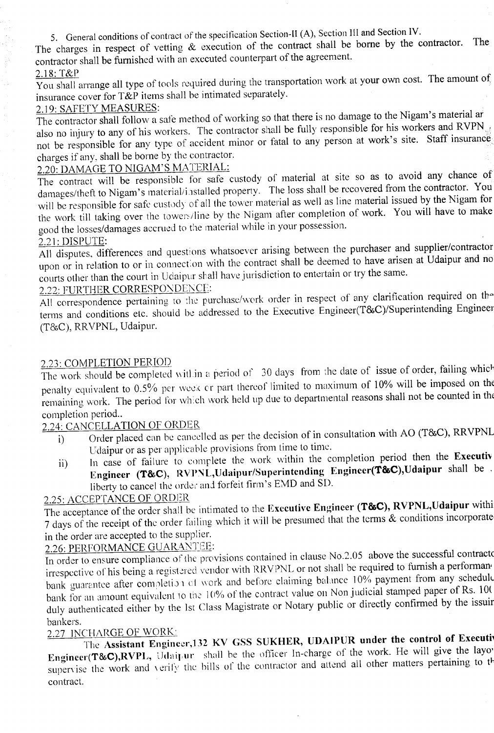5. General conditions of contract of the specification Section-II (A), Section III and Section IV.

The charges in respect of vetting & execution of the contract shall be borne by the contractor. The contractor shall be furnished with an executed counterpart of the agreement.

2.18: T&P

You shall arrange all type of tools required during the transportation work at your own cost. The amount of insurance cover for T&P items shall be intimated separately.

2.19: SAFETY MEASURES:

The contractor shall follow a safe method of working so that there is no damage to the Nigam's material ar also no injury to any of his workers. The contractor shall be fully responsible for his workers and RVPN not be responsible for any type of accident minor or fatal to any person at work's site. Staff insurance charges if any, shall be borne by the contractor.

2.20: DAMAGE TO NIGAM'S MATERIAL:

The contract will be responsible for safe custody of material at site so as to avoid any chance of damages/theft to Nigam's material/installed property. The loss shall be recovered from the contractor. You will be responsible for safe custody of all the tower material as well as line material issued by the Nigam for the work till taking over the towers/line by the Nigam after completion of work. You will have to make good the losses/damages accrued to the material while in your possession.

2.21: DISPUTE:

All disputes, differences and questions whatsoever arising between the purchaser and supplier/contractor upon or in relation to or in connection with the contract shall be deemed to have arisen at Udaipur and no courts other than the court in Udaipur shall have jurisdiction to entertain or try the same.

2.22: FURTHER CORRESPONDENCE:

All correspondence pertaining to the purchase/work order in respect of any clarification required on the terms and conditions etc. should be addressed to the Executive Engineer(T&C)/Superintending Engineer (T&C), RRVPNL, Udaipur.

2.23: COMPLETION PERIOD

The work should be completed within a period of 30 days from the date of issue of order, failing which penalty equivalent to 0.5% per week or part thereof limited to maximum of 10% will be imposed on the remaining work. The period for which work held up due to departmental reasons shall not be counted in the completion period..

2.24: CANCELLATION OF ORDER

i) Order placed can be cancelled as per the decision of in consultation with AO (T&C), RRVPNL Udaipur or as per applicable provisions from time to time.

ii) In case of failure to complete the work within the completion period then the **Executiv Engineer (T&C), RVPNL,Udaipur/Superintending Engineer(T&C),Udaipur** shall be liberty to cancel the order and forfeit firm's EMD and SD.

2.25: ACCEPTANCE OF ORDER

The acceptance of the order shall be intimated to the **Executive Engineer (T&C), RVPNL,Udaipur** withi 7 days of the receipt of the order failing which it will be presumed that the terms & conditions incorporate in the order are accepted to the supplier.

2.26: PERFORMANCE GUARANTEE:

In order to ensure compliance of the provisions contained in clause No.2.05 above the successful contracto irrespective of his being a registered vendor with RRVPNL or not shall be required to furnish a performan bank guarantee after completion of work and before claiming balance 10% payment from any schedule bank for an amount equivalent to the 10% of the contract value on Non judicial stamped paper of Rs. 10( duly authenticated either by the 1st Class Magistrate or Notary public or directly confirmed by the issuir bankers.

2.27 INCHARGE OF WORK:

The **Assistant Engineer,132 KV GSS SUKHER, UDAIPUR under the control of Executiv Engineer(T&C),RVPL,** Udaipur shall be the officer In-charge of the work. He will give the layo supervise the work and verify the bills of the contractor and attend all other matters pertaining to th contract.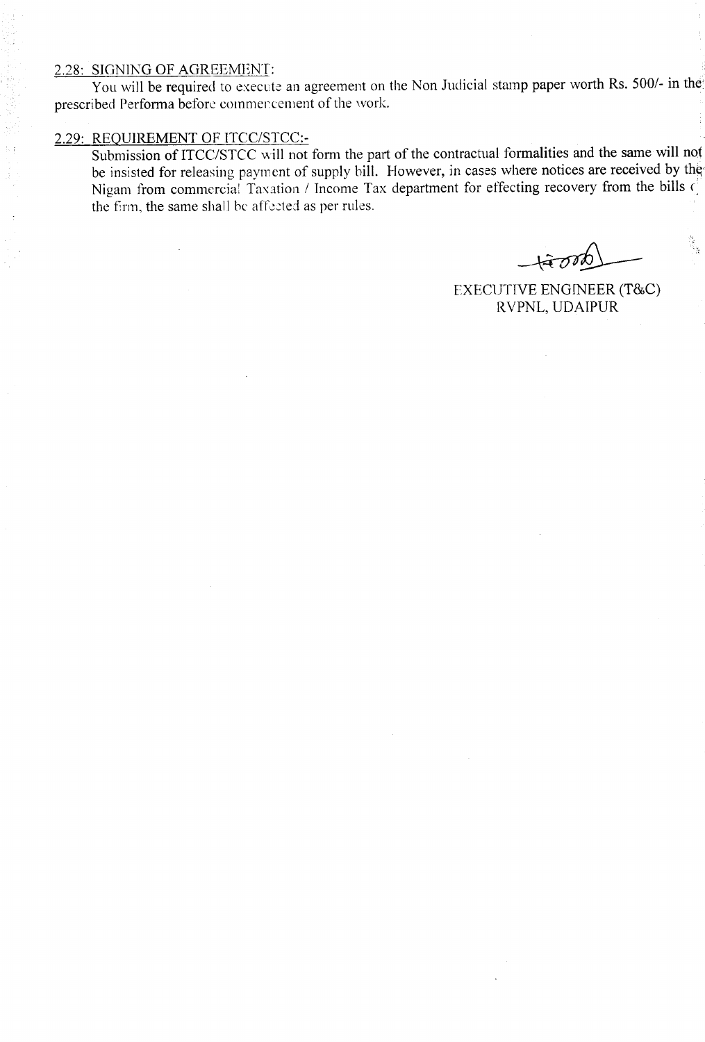## 2.28: SIGNING OF AGREEMENT:

You will be required to execute an agreement on the Non Judicial stamp paper worth Rs. 500/- in the prescribed Performa before commencement of the work.

## 2.29: REQUIREMENT OF ITCC/STCC:-

Submission of ITCC/STCC will not form the part of the contractual formalities and the same will not be insisted for releasing payment of supply bill. However, in cases where notices are received by the Nigam from commercial Taxation / Income Tax department for effecting recovery from the bills of the firm, the same shall be affected as per rules.

EXECUTIVE ENGINEER (T&C)
RVPNL, UDAIPUR